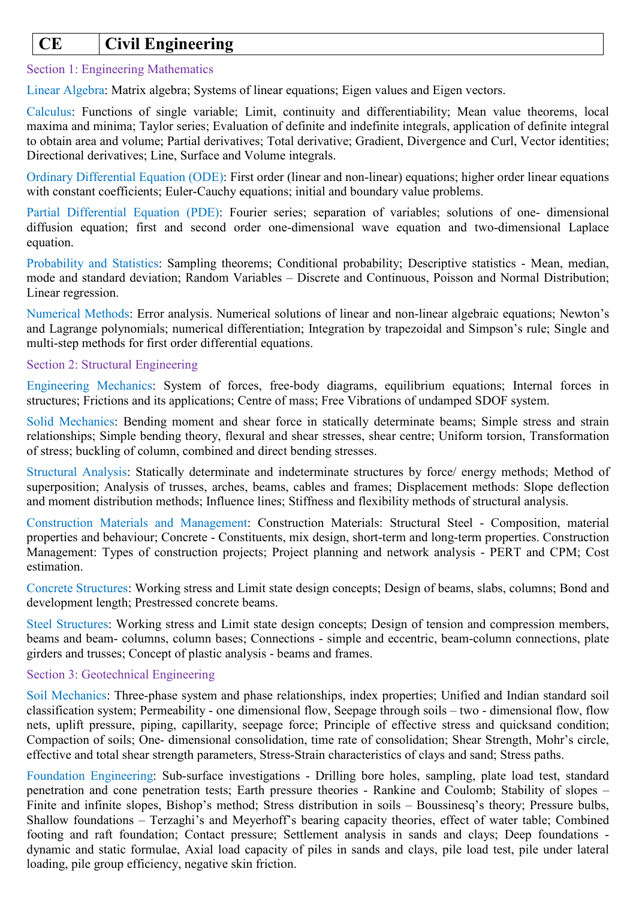| CE | Civil Engineering |
|---|---|

## Section 1: Engineering Mathematics

**Linear Algebra**: Matrix algebra; Systems of linear equations; Eigen values and Eigen vectors.

**Calculus**: Functions of single variable; Limit, continuity and differentiability; Mean value theorems, local maxima and minima; Taylor series; Evaluation of definite and indefinite integrals, application of definite integral to obtain area and volume; Partial derivatives; Total derivative; Gradient, Divergence and Curl, Vector identities; Directional derivatives; Line, Surface and Volume integrals.

**Ordinary Differential Equation (ODE)**: First order (linear and non-linear) equations; higher order linear equations with constant coefficients; Euler-Cauchy equations; initial and boundary value problems.

**Partial Differential Equation (PDE)**: Fourier series; separation of variables; solutions of one- dimensional diffusion equation; first and second order one-dimensional wave equation and two-dimensional Laplace equation.

**Probability and Statistics**: Sampling theorems; Conditional probability; Descriptive statistics - Mean, median, mode and standard deviation; Random Variables – Discrete and Continuous, Poisson and Normal Distribution; Linear regression.

**Numerical Methods**: Error analysis. Numerical solutions of linear and non-linear algebraic equations; Newton's and Lagrange polynomials; numerical differentiation; Integration by trapezoidal and Simpson's rule; Single and multi-step methods for first order differential equations.

## Section 2: Structural Engineering

**Engineering Mechanics**: System of forces, free-body diagrams, equilibrium equations; Internal forces in structures; Frictions and its applications; Centre of mass; Free Vibrations of undamped SDOF system.

**Solid Mechanics**: Bending moment and shear force in statically determinate beams; Simple stress and strain relationships; Simple bending theory, flexural and shear stresses, shear centre; Uniform torsion, Transformation of stress; buckling of column, combined and direct bending stresses.

**Structural Analysis**: Statically determinate and indeterminate structures by force/ energy methods; Method of superposition; Analysis of trusses, arches, beams, cables and frames; Displacement methods: Slope deflection and moment distribution methods; Influence lines; Stiffness and flexibility methods of structural analysis.

**Construction Materials and Management**: Construction Materials: Structural Steel - Composition, material properties and behaviour; Concrete - Constituents, mix design, short-term and long-term properties. Construction Management: Types of construction projects; Project planning and network analysis - PERT and CPM; Cost estimation.

**Concrete Structures**: Working stress and Limit state design concepts; Design of beams, slabs, columns; Bond and development length; Prestressed concrete beams.

**Steel Structures**: Working stress and Limit state design concepts; Design of tension and compression members, beams and beam- columns, column bases; Connections - simple and eccentric, beam-column connections, plate girders and trusses; Concept of plastic analysis - beams and frames.

## Section 3: Geotechnical Engineering

**Soil Mechanics**: Three-phase system and phase relationships, index properties; Unified and Indian standard soil classification system; Permeability - one dimensional flow, Seepage through soils – two - dimensional flow, flow nets, uplift pressure, piping, capillarity, seepage force; Principle of effective stress and quicksand condition; Compaction of soils; One- dimensional consolidation, time rate of consolidation; Shear Strength, Mohr's circle, effective and total shear strength parameters, Stress-Strain characteristics of clays and sand; Stress paths.

**Foundation Engineering**: Sub-surface investigations - Drilling bore holes, sampling, plate load test, standard penetration and cone penetration tests; Earth pressure theories - Rankine and Coulomb; Stability of slopes – Finite and infinite slopes, Bishop's method; Stress distribution in soils – Boussinesq's theory; Pressure bulbs, Shallow foundations – Terzaghi's and Meyerhoff's bearing capacity theories, effect of water table; Combined footing and raft foundation; Contact pressure; Settlement analysis in sands and clays; Deep foundations - dynamic and static formulae, Axial load capacity of piles in sands and clays, pile load test, pile under lateral loading, pile group efficiency, negative skin friction.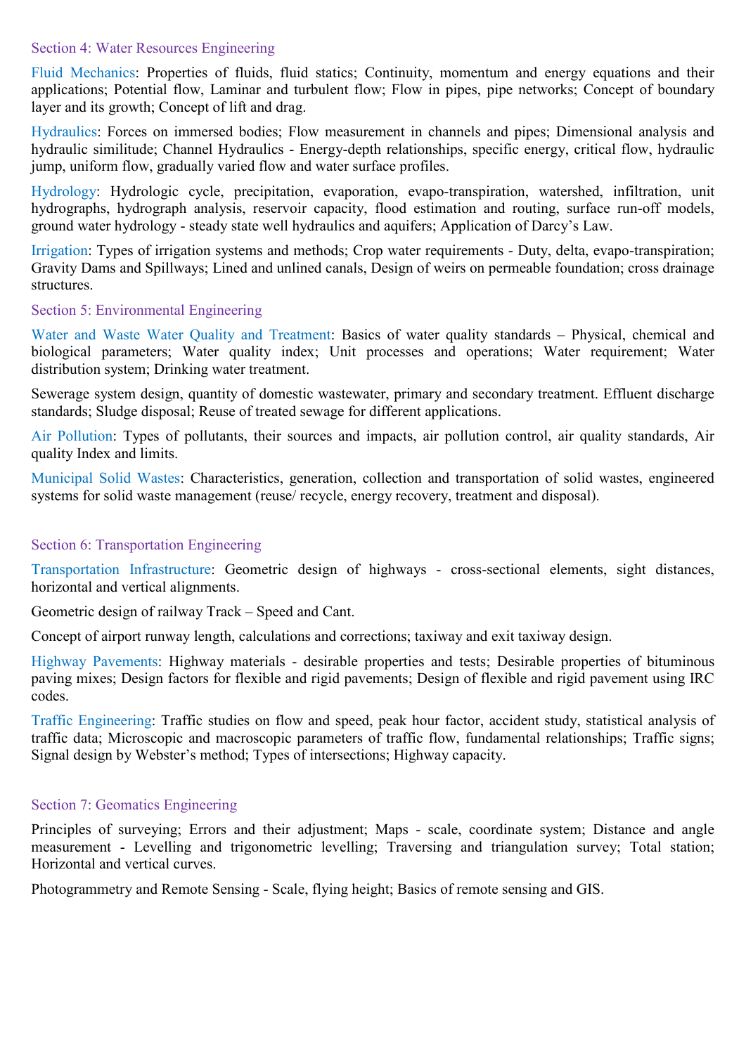## Section 4: Water Resources Engineering

**Fluid Mechanics**: Properties of fluids, fluid statics; Continuity, momentum and energy equations and their applications; Potential flow, Laminar and turbulent flow; Flow in pipes, pipe networks; Concept of boundary layer and its growth; Concept of lift and drag.

**Hydraulics**: Forces on immersed bodies; Flow measurement in channels and pipes; Dimensional analysis and hydraulic similitude; Channel Hydraulics - Energy-depth relationships, specific energy, critical flow, hydraulic jump, uniform flow, gradually varied flow and water surface profiles.

**Hydrology**: Hydrologic cycle, precipitation, evaporation, evapo-transpiration, watershed, infiltration, unit hydrographs, hydrograph analysis, reservoir capacity, flood estimation and routing, surface run-off models, ground water hydrology - steady state well hydraulics and aquifers; Application of Darcy's Law.

**Irrigation**: Types of irrigation systems and methods; Crop water requirements - Duty, delta, evapo-transpiration; Gravity Dams and Spillways; Lined and unlined canals, Design of weirs on permeable foundation; cross drainage structures.

## Section 5: Environmental Engineering

**Water and Waste Water Quality and Treatment**: Basics of water quality standards – Physical, chemical and biological parameters; Water quality index; Unit processes and operations; Water requirement; Water distribution system; Drinking water treatment.

Sewerage system design, quantity of domestic wastewater, primary and secondary treatment. Effluent discharge standards; Sludge disposal; Reuse of treated sewage for different applications.

**Air Pollution**: Types of pollutants, their sources and impacts, air pollution control, air quality standards, Air quality Index and limits.

**Municipal Solid Wastes**: Characteristics, generation, collection and transportation of solid wastes, engineered systems for solid waste management (reuse/ recycle, energy recovery, treatment and disposal).

## Section 6: Transportation Engineering

**Transportation Infrastructure**: Geometric design of highways - cross-sectional elements, sight distances, horizontal and vertical alignments.

Geometric design of railway Track – Speed and Cant.

Concept of airport runway length, calculations and corrections; taxiway and exit taxiway design.

**Highway Pavements**: Highway materials - desirable properties and tests; Desirable properties of bituminous paving mixes; Design factors for flexible and rigid pavements; Design of flexible and rigid pavement using IRC codes.

**Traffic Engineering**: Traffic studies on flow and speed, peak hour factor, accident study, statistical analysis of traffic data; Microscopic and macroscopic parameters of traffic flow, fundamental relationships; Traffic signs; Signal design by Webster's method; Types of intersections; Highway capacity.

## Section 7: Geomatics Engineering

Principles of surveying; Errors and their adjustment; Maps - scale, coordinate system; Distance and angle measurement - Levelling and trigonometric levelling; Traversing and triangulation survey; Total station; Horizontal and vertical curves.

Photogrammetry and Remote Sensing - Scale, flying height; Basics of remote sensing and GIS.